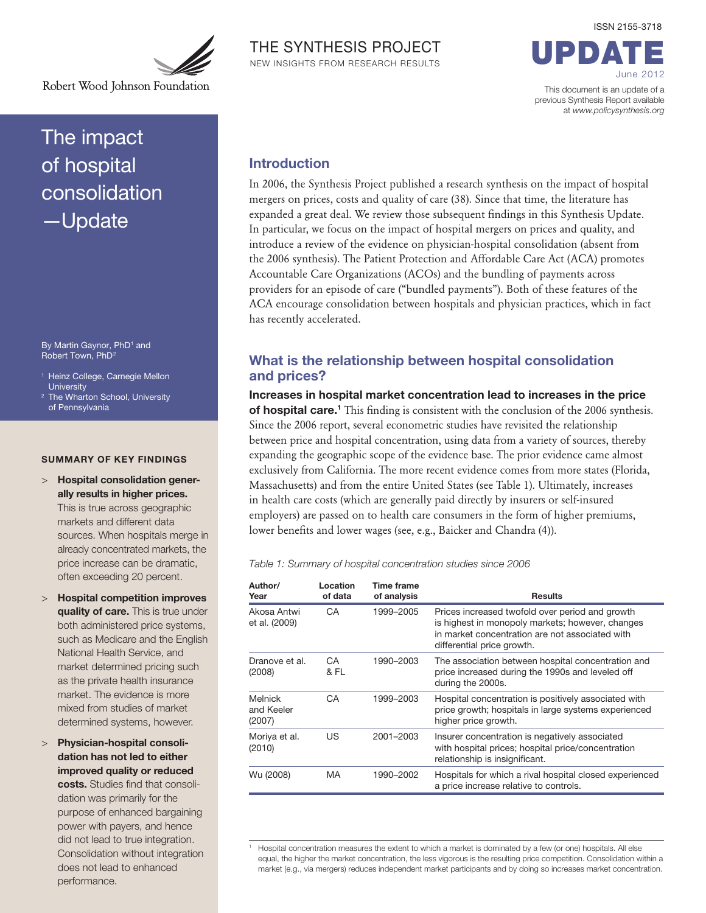Robert Wood Johnson Foundation

THE SYNTHESIS PROJECT
NEW INSIGHTS FROM RESEARCH RESULTS

ISSN 2155-3718

UPDATE
June 2012

This document is an update of a previous Synthesis Report available at *www.policysynthesis.org*

# The impact of hospital consolidation —Update

By Martin Gaynor, PhD[1] and Robert Town, PhD[2]

[1] Heinz College, Carnegie Mellon University
[2] The Wharton School, University of Pennsylvania

## SUMMARY OF KEY FINDINGS

> **Hospital consolidation generally results in higher prices.** This is true across geographic markets and different data sources. When hospitals merge in already concentrated markets, the price increase can be dramatic, often exceeding 20 percent.

> **Hospital competition improves quality of care.** This is true under both administered price systems, such as Medicare and the English National Health Service, and market determined pricing such as the private health insurance market. The evidence is more mixed from studies of market determined systems, however.

> **Physician-hospital consolidation has not led to either improved quality or reduced costs.** Studies find that consolidation was primarily for the purpose of enhanced bargaining power with payers, and hence did not lead to true integration. Consolidation without integration does not lead to enhanced performance.

## Introduction

In 2006, the Synthesis Project published a research synthesis on the impact of hospital mergers on prices, costs and quality of care (38). Since that time, the literature has expanded a great deal. We review those subsequent findings in this Synthesis Update. In particular, we focus on the impact of hospital mergers on prices and quality, and introduce a review of the evidence on physician-hospital consolidation (absent from the 2006 synthesis). The Patient Protection and Affordable Care Act (ACA) promotes Accountable Care Organizations (ACOs) and the bundling of payments across providers for an episode of care ("bundled payments"). Both of these features of the ACA encourage consolidation between hospitals and physician practices, which in fact has recently accelerated.

## What is the relationship between hospital consolidation and prices?

**Increases in hospital market concentration lead to increases in the price of hospital care.**[1] This finding is consistent with the conclusion of the 2006 synthesis. Since the 2006 report, several econometric studies have revisited the relationship between price and hospital concentration, using data from a variety of sources, thereby expanding the geographic scope of the evidence base. The prior evidence came almost exclusively from California. The more recent evidence comes from more states (Florida, Massachusetts) and from the entire United States (see Table 1). Ultimately, increases in health care costs (which are generally paid directly by insurers or self-insured employers) are passed on to health care consumers in the form of higher premiums, lower benefits and lower wages (see, e.g., Baicker and Chandra (4)).

*Table 1: Summary of hospital concentration studies since 2006*

| Author/ Year | Location of data | Time frame of analysis | Results |
|---|---|---|---|
| Akosa Antwi et al. (2009) | CA | 1999–2005 | Prices increased twofold over period and growth is highest in monopoly markets; however, changes in market concentration are not associated with differential price growth. |
| Dranove et al. (2008) | CA & FL | 1990–2003 | The association between hospital concentration and price increased during the 1990s and leveled off during the 2000s. |
| Melnick and Keeler (2007) | CA | 1999–2003 | Hospital concentration is positively associated with price growth; hospitals in large systems experienced higher price growth. |
| Moriya et al. (2010) | US | 2001–2003 | Insurer concentration is negatively associated with hospital prices; hospital price/concentration relationship is insignificant. |
| Wu (2008) | MA | 1990–2002 | Hospitals for which a rival hospital closed experienced a price increase relative to controls. |

[1] Hospital concentration measures the extent to which a market is dominated by a few (or one) hospitals. All else equal, the higher the market concentration, the less vigorous is the resulting price competition. Consolidation within a market (e.g., via mergers) reduces independent market participants and by doing so increases market concentration.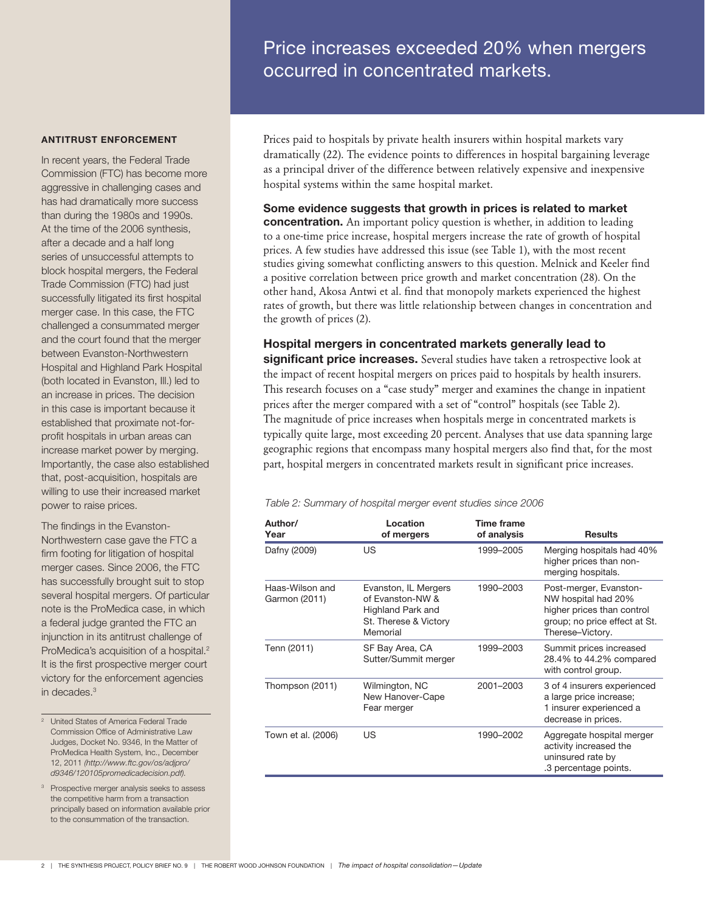## Price increases exceeded 20% when mergers occurred in concentrated markets.

### ANTITRUST ENFORCEMENT

In recent years, the Federal Trade Commission (FTC) has become more aggressive in challenging cases and has had dramatically more success than during the 1980s and 1990s. At the time of the 2006 synthesis, after a decade and a half long series of unsuccessful attempts to block hospital mergers, the Federal Trade Commission (FTC) had just successfully litigated its first hospital merger case. In this case, the FTC challenged a consummated merger and the court found that the merger between Evanston-Northwestern Hospital and Highland Park Hospital (both located in Evanston, Ill.) led to an increase in prices. The decision in this case is important because it established that proximate not-for-profit hospitals in urban areas can increase market power by merging. Importantly, the case also established that, post-acquisition, hospitals are willing to use their increased market power to raise prices.

The findings in the Evanston-Northwestern case gave the FTC a firm footing for litigation of hospital merger cases. Since 2006, the FTC has successfully brought suit to stop several hospital mergers. Of particular note is the ProMedica case, in which a federal judge granted the FTC an injunction in its antitrust challenge of ProMedica's acquisition of a hospital.[2] It is the first prospective merger court victory for the enforcement agencies in decades.[3]

[2] United States of America Federal Trade Commission Office of Administrative Law Judges, Docket No. 9346, In the Matter of ProMedica Health System, Inc., December 12, 2011 *(http://www.ftc.gov/os/adjpro/d9346/120105promedicadecision.pdf).*

[3] Prospective merger analysis seeks to assess the competitive harm from a transaction principally based on information available prior to the consummation of the transaction.

Prices paid to hospitals by private health insurers within hospital markets vary dramatically (22). The evidence points to differences in hospital bargaining leverage as a principal driver of the difference between relatively expensive and inexpensive hospital systems within the same hospital market.

**Some evidence suggests that growth in prices is related to market concentration.** An important policy question is whether, in addition to leading to a one-time price increase, hospital mergers increase the rate of growth of hospital prices. A few studies have addressed this issue (see Table 1), with the most recent studies giving somewhat conflicting answers to this question. Melnick and Keeler find a positive correlation between price growth and market concentration (28). On the other hand, Akosa Antwi et al. find that monopoly markets experienced the highest rates of growth, but there was little relationship between changes in concentration and the growth of prices (2).

**Hospital mergers in concentrated markets generally lead to significant price increases.** Several studies have taken a retrospective look at the impact of recent hospital mergers on prices paid to hospitals by health insurers. This research focuses on a "case study" merger and examines the change in inpatient prices after the merger compared with a set of "control" hospitals (see Table 2). The magnitude of price increases when hospitals merge in concentrated markets is typically quite large, most exceeding 20 percent. Analyses that use data spanning large geographic regions that encompass many hospital mergers also find that, for the most part, hospital mergers in concentrated markets result in significant price increases.

*Table 2: Summary of hospital merger event studies since 2006*

| Author/ Year | Location of mergers | Time frame of analysis | Results |
|---|---|---|---|
| Dafny (2009) | US | 1999–2005 | Merging hospitals had 40% higher prices than non-merging hospitals. |
| Haas-Wilson and Garmon (2011) | Evanston, IL Mergers of Evanston-NW & Highland Park and St. Therese & Victory Memorial | 1990–2003 | Post-merger, Evanston-NW hospital had 20% higher prices than control group; no price effect at St. Therese–Victory. |
| Tenn (2011) | SF Bay Area, CA Sutter/Summit merger | 1999–2003 | Summit prices increased 28.4% to 44.2% compared with control group. |
| Thompson (2011) | Wilmington, NC New Hanover-Cape Fear merger | 2001–2003 | 3 of 4 insurers experienced a large price increase; 1 insurer experienced a decrease in prices. |
| Town et al. (2006) | US | 1990–2002 | Aggregate hospital merger activity increased the uninsured rate by .3 percentage points. |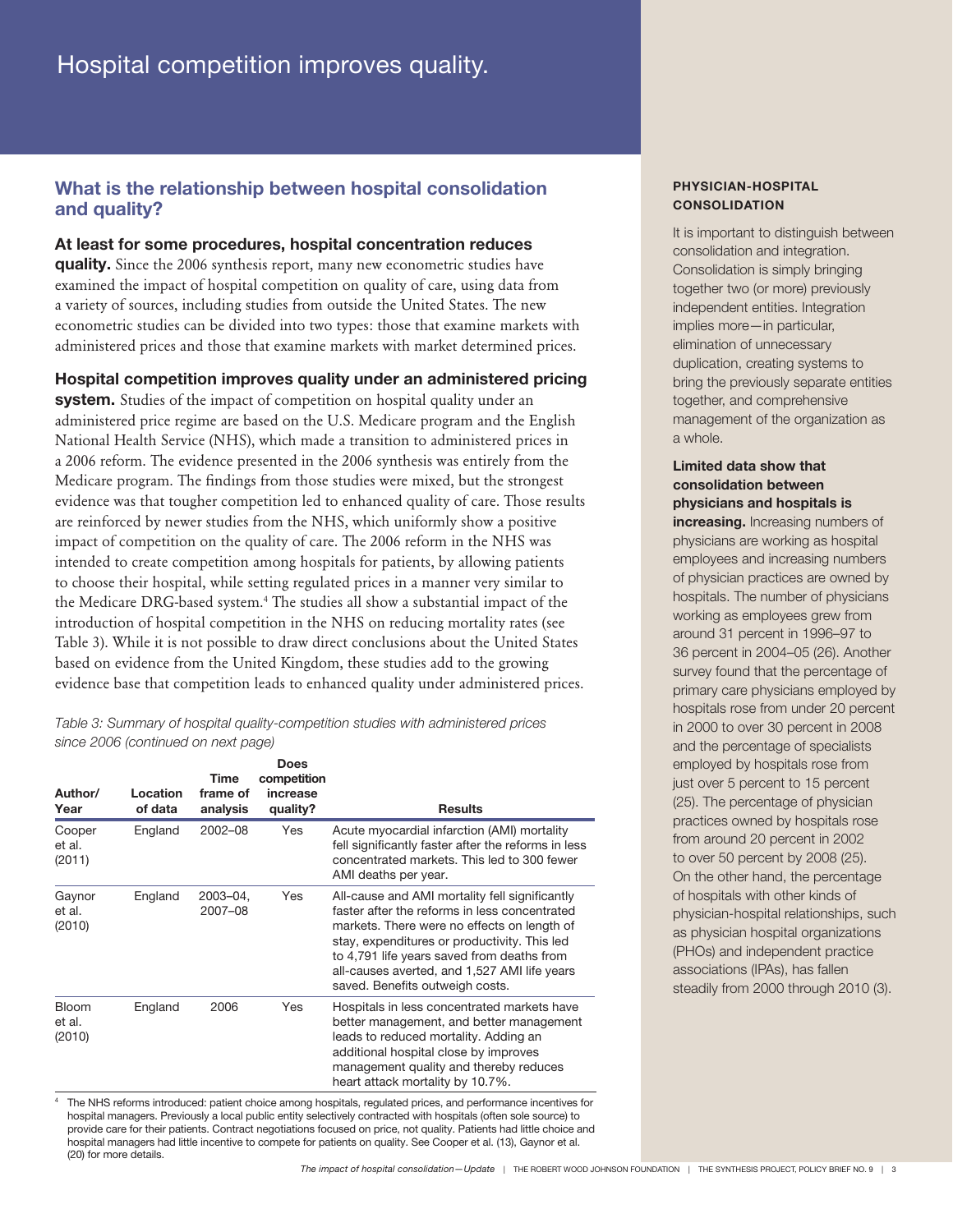# Hospital competition improves quality.

## What is the relationship between hospital consolidation and quality?

**At least for some procedures, hospital concentration reduces quality.** Since the 2006 synthesis report, many new econometric studies have examined the impact of hospital competition on quality of care, using data from a variety of sources, including studies from outside the United States. The new econometric studies can be divided into two types: those that examine markets with administered prices and those that examine markets with market determined prices.

**Hospital competition improves quality under an administered pricing system.** Studies of the impact of competition on hospital quality under an administered price regime are based on the U.S. Medicare program and the English National Health Service (NHS), which made a transition to administered prices in a 2006 reform. The evidence presented in the 2006 synthesis was entirely from the Medicare program. The findings from those studies were mixed, but the strongest evidence was that tougher competition led to enhanced quality of care. Those results are reinforced by newer studies from the NHS, which uniformly show a positive impact of competition on the quality of care. The 2006 reform in the NHS was intended to create competition among hospitals for patients, by allowing patients to choose their hospital, while setting regulated prices in a manner very similar to the Medicare DRG-based system.[4] The studies all show a substantial impact of the introduction of hospital competition in the NHS on reducing mortality rates (see Table 3). While it is not possible to draw direct conclusions about the United States based on evidence from the United Kingdom, these studies add to the growing evidence base that competition leads to enhanced quality under administered prices.

*Table 3: Summary of hospital quality-competition studies with administered prices since 2006 (continued on next page)*

| Author/ Year | Location of data | Time frame of analysis | Does competition increase quality? | Results |
|---|---|---|---|---|
| Cooper et al. (2011) | England | 2002–08 | Yes | Acute myocardial infarction (AMI) mortality fell significantly faster after the reforms in less concentrated markets. This led to 300 fewer AMI deaths per year. |
| Gaynor et al. (2010) | England | 2003–04, 2007–08 | Yes | All-cause and AMI mortality fell significantly faster after the reforms in less concentrated markets. There were no effects on length of stay, expenditures or productivity. This led to 4,791 life years saved from deaths from all-causes averted, and 1,527 AMI life years saved. Benefits outweigh costs. |
| Bloom et al. (2010) | England | 2006 | Yes | Hospitals in less concentrated markets have better management, and better management leads to reduced mortality. Adding an additional hospital close by improves management quality and thereby reduces heart attack mortality by 10.7%. |

[4] The NHS reforms introduced: patient choice among hospitals, regulated prices, and performance incentives for hospital managers. Previously a local public entity selectively contracted with hospitals (often sole source) to provide care for their patients. Contract negotiations focused on price, not quality. Patients had little choice and hospital managers had little incentive to compete for patients on quality. See Cooper et al. (13), Gaynor et al. (20) for more details.

### PHYSICIAN-HOSPITAL CONSOLIDATION

It is important to distinguish between consolidation and integration. Consolidation is simply bringing together two (or more) previously independent entities. Integration implies more—in particular, elimination of unnecessary duplication, creating systems to bring the previously separate entities together, and comprehensive management of the organization as a whole.

**Limited data show that consolidation between physicians and hospitals is increasing.** Increasing numbers of physicians are working as hospital employees and increasing numbers of physician practices are owned by hospitals. The number of physicians working as employees grew from around 31 percent in 1996–97 to 36 percent in 2004–05 (26). Another survey found that the percentage of primary care physicians employed by hospitals rose from under 20 percent in 2000 to over 30 percent in 2008 and the percentage of specialists employed by hospitals rose from just over 5 percent to 15 percent (25). The percentage of physician practices owned by hospitals rose from around 20 percent in 2002 to over 50 percent by 2008 (25). On the other hand, the percentage of hospitals with other kinds of physician-hospital relationships, such as physician hospital organizations (PHOs) and independent practice associations (IPAs), has fallen steadily from 2000 through 2010 (3).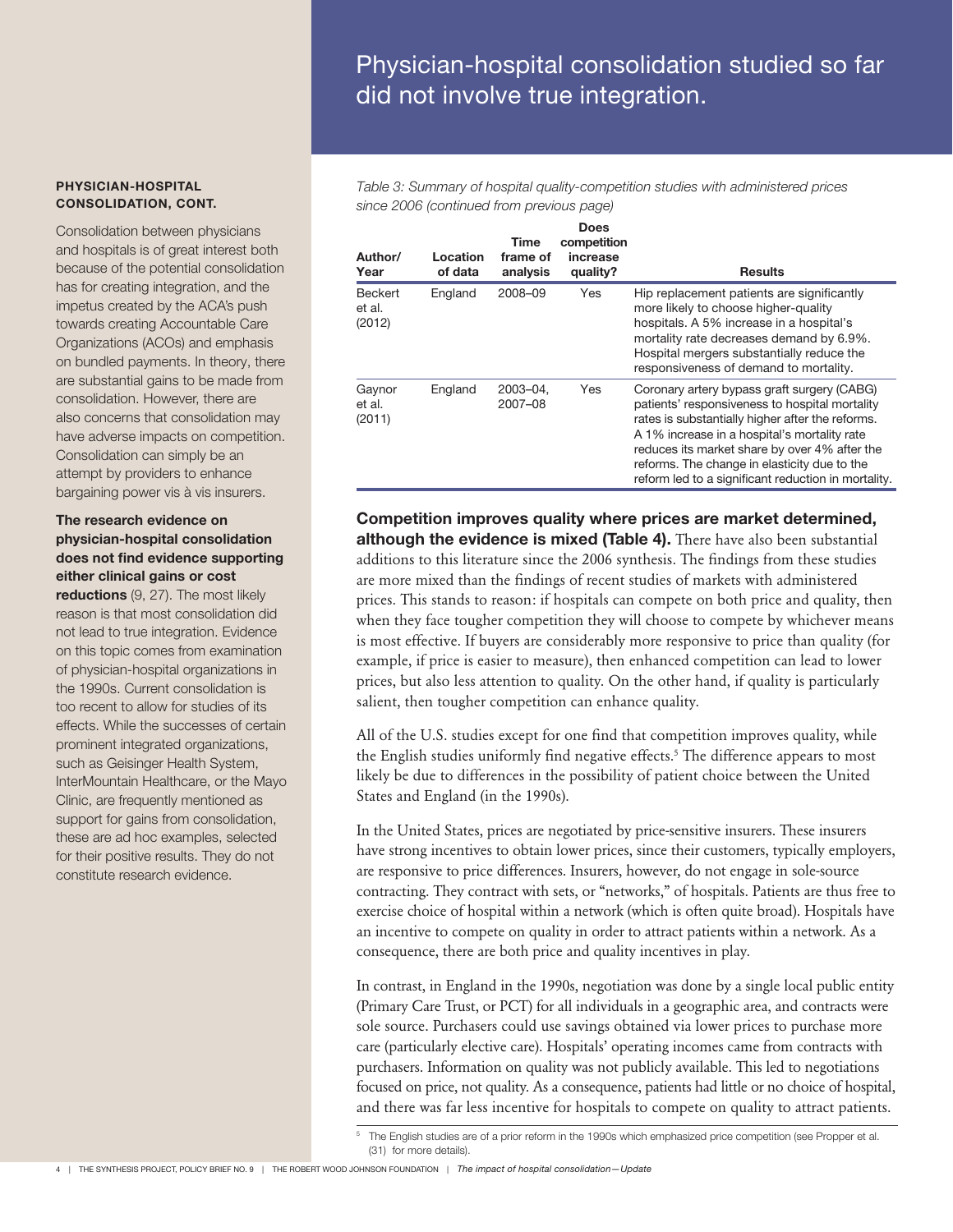## Physician-hospital consolidation studied so far did not involve true integration.

**PHYSICIAN-HOSPITAL CONSOLIDATION, CONT.**

Consolidation between physicians and hospitals is of great interest both because of the potential consolidation has for creating integration, and the impetus created by the ACA's push towards creating Accountable Care Organizations (ACOs) and emphasis on bundled payments. In theory, there are substantial gains to be made from consolidation. However, there are also concerns that consolidation may have adverse impacts on competition. Consolidation can simply be an attempt by providers to enhance bargaining power vis à vis insurers.

**The research evidence on physician-hospital consolidation does not find evidence supporting either clinical gains or cost reductions** (9, 27). The most likely reason is that most consolidation did not lead to true integration. Evidence on this topic comes from examination of physician-hospital organizations in the 1990s. Current consolidation is too recent to allow for studies of its effects. While the successes of certain prominent integrated organizations, such as Geisinger Health System, InterMountain Healthcare, or the Mayo Clinic, are frequently mentioned as support for gains from consolidation, these are ad hoc examples, selected for their positive results. They do not constitute research evidence.

*Table 3: Summary of hospital quality-competition studies with administered prices since 2006 (continued from previous page)*

| Author/ Year | Location of data | Time frame of analysis | Does competition increase quality? | Results |
|---|---|---|---|---|
| Beckert et al. (2012) | England | 2008–09 | Yes | Hip replacement patients are significantly more likely to choose higher-quality hospitals. A 5% increase in a hospital's mortality rate decreases demand by 6.9%. Hospital mergers substantially reduce the responsiveness of demand to mortality. |
| Gaynor et al. (2011) | England | 2003–04, 2007–08 | Yes | Coronary artery bypass graft surgery (CABG) patients' responsiveness to hospital mortality rates is substantially higher after the reforms. A 1% increase in a hospital's mortality rate reduces its market share by over 4% after the reforms. The change in elasticity due to the reform led to a significant reduction in mortality. |

**Competition improves quality where prices are market determined, although the evidence is mixed (Table 4).** There have also been substantial additions to this literature since the 2006 synthesis. The findings from these studies are more mixed than the findings of recent studies of markets with administered prices. This stands to reason: if hospitals can compete on both price and quality, then when they face tougher competition they will choose to compete by whichever means is most effective. If buyers are considerably more responsive to price than quality (for example, if price is easier to measure), then enhanced competition can lead to lower prices, but also less attention to quality. On the other hand, if quality is particularly salient, then tougher competition can enhance quality.

All of the U.S. studies except for one find that competition improves quality, while the English studies uniformly find negative effects.[5] The difference appears to most likely be due to differences in the possibility of patient choice between the United States and England (in the 1990s).

In the United States, prices are negotiated by price-sensitive insurers. These insurers have strong incentives to obtain lower prices, since their customers, typically employers, are responsive to price differences. Insurers, however, do not engage in sole-source contracting. They contract with sets, or "networks," of hospitals. Patients are thus free to exercise choice of hospital within a network (which is often quite broad). Hospitals have an incentive to compete on quality in order to attract patients within a network. As a consequence, there are both price and quality incentives in play.

In contrast, in England in the 1990s, negotiation was done by a single local public entity (Primary Care Trust, or PCT) for all individuals in a geographic area, and contracts were sole source. Purchasers could use savings obtained via lower prices to purchase more care (particularly elective care). Hospitals' operating incomes came from contracts with purchasers. Information on quality was not publicly available. This led to negotiations focused on price, not quality. As a consequence, patients had little or no choice of hospital, and there was far less incentive for hospitals to compete on quality to attract patients.

[5] The English studies are of a prior reform in the 1990s which emphasized price competition (see Propper et al. (31) for more details).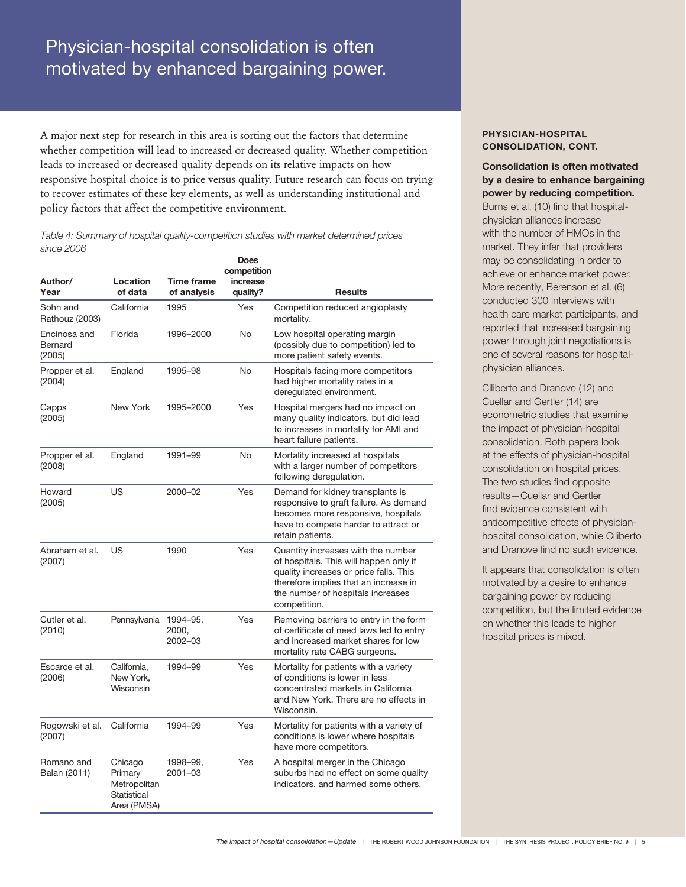# Physician-hospital consolidation is often motivated by enhanced bargaining power.

A major next step for research in this area is sorting out the factors that determine whether competition will lead to increased or decreased quality. Whether competition leads to increased or decreased quality depends on its relative impacts on how responsive hospital choice is to price versus quality. Future research can focus on trying to recover estimates of these key elements, as well as understanding institutional and policy factors that affect the competitive environment.

*Table 4: Summary of hospital quality-competition studies with market determined prices since 2006*

| Author/ Year | Location of data | Time frame of analysis | Does competition increase quality? | Results |
|---|---|---|---|---|
| Sohn and Rathouz (2003) | California | 1995 | Yes | Competition reduced angioplasty mortality. |
| Encinosa and Bernard (2005) | Florida | 1996–2000 | No | Low hospital operating margin (possibly due to competition) led to more patient safety events. |
| Propper et al. (2004) | England | 1995–98 | No | Hospitals facing more competitors had higher mortality rates in a deregulated environment. |
| Capps (2005) | New York | 1995–2000 | Yes | Hospital mergers had no impact on many quality indicators, but did lead to increases in mortality for AMI and heart failure patients. |
| Propper et al. (2008) | England | 1991–99 | No | Mortality increased at hospitals with a larger number of competitors following deregulation. |
| Howard (2005) | US | 2000–02 | Yes | Demand for kidney transplants is responsive to graft failure. As demand becomes more responsive, hospitals have to compete harder to attract or retain patients. |
| Abraham et al. (2007) | US | 1990 | Yes | Quantity increases with the number of hospitals. This will happen only if quality increases or price falls. This therefore implies that an increase in the number of hospitals increases competition. |
| Cutler et al. (2010) | Pennsylvania | 1994–95, 2000, 2002–03 | Yes | Removing barriers to entry in the form of certificate of need laws led to entry and increased market shares for low mortality rate CABG surgeons. |
| Escarce et al. (2006) | California, New York, Wisconsin | 1994–99 | Yes | Mortality for patients with a variety of conditions is lower in less concentrated markets in California and New York. There are no effects in Wisconsin. |
| Rogowski et al. (2007) | California | 1994–99 | Yes | Mortality for patients with a variety of conditions is lower where hospitals have more competitors. |
| Romano and Balan (2011) | Chicago Primary Metropolitan Statistical Area (PMSA) | 1998–99, 2001–03 | Yes | A hospital merger in the Chicago suburbs had no effect on some quality indicators, and harmed some others. |

**PHYSICIAN-HOSPITAL CONSOLIDATION, CONT.**

**Consolidation is often motivated by a desire to enhance bargaining power by reducing competition.** Burns et al. (10) find that hospital-physician alliances increase with the number of HMOs in the market. They infer that providers may be consolidating in order to achieve or enhance market power. More recently, Berenson et al. (6) conducted 300 interviews with health care market participants, and reported that increased bargaining power through joint negotiations is one of several reasons for hospital-physician alliances.

Ciliberto and Dranove (12) and Cuellar and Gertler (14) are econometric studies that examine the impact of physician-hospital consolidation. Both papers look at the effects of physician-hospital consolidation on hospital prices. The two studies find opposite results—Cuellar and Gertler find evidence consistent with anticompetitive effects of physician-hospital consolidation, while Ciliberto and Dranove find no such evidence.

It appears that consolidation is often motivated by a desire to enhance bargaining power by reducing competition, but the limited evidence on whether this leads to higher hospital prices is mixed.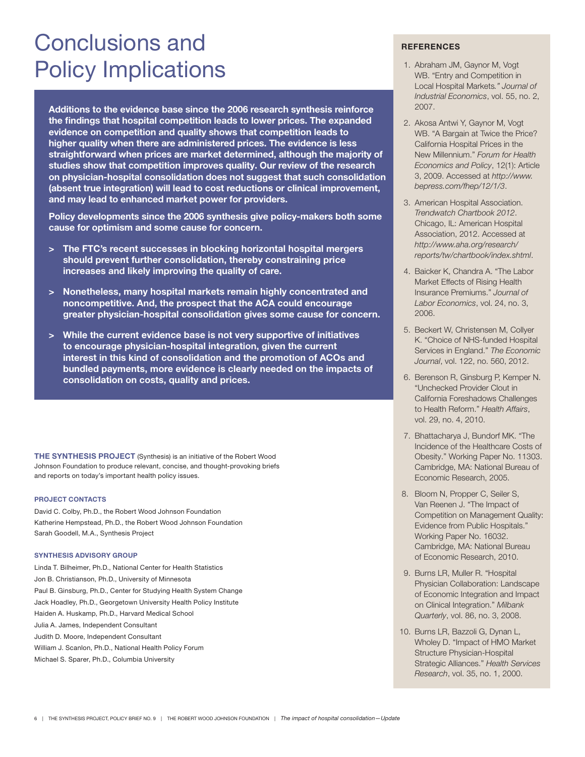# Conclusions and Policy Implications

**Additions to the evidence base since the 2006 research synthesis reinforce the findings that hospital competition leads to lower prices. The expanded evidence on competition and quality shows that competition leads to higher quality when there are administered prices. The evidence is less straightforward when prices are market determined, although the majority of studies show that competition improves quality. Our review of the research on physician-hospital consolidation does not suggest that such consolidation (absent true integration) will lead to cost reductions or clinical improvement, and may lead to enhanced market power for providers.**

**Policy developments since the 2006 synthesis give policy-makers both some cause for optimism and some cause for concern.**

- **The FTC's recent successes in blocking horizontal hospital mergers should prevent further consolidation, thereby constraining price increases and likely improving the quality of care.**
- **Nonetheless, many hospital markets remain highly concentrated and noncompetitive. And, the prospect that the ACA could encourage greater physician-hospital consolidation gives some cause for concern.**
- **While the current evidence base is not very supportive of initiatives to encourage physician-hospital integration, given the current interest in this kind of consolidation and the promotion of ACOs and bundled payments, more evidence is clearly needed on the impacts of consolidation on costs, quality and prices.**

**THE SYNTHESIS PROJECT** (Synthesis) is an initiative of the Robert Wood Johnson Foundation to produce relevant, concise, and thought-provoking briefs and reports on today's important health policy issues.

**PROJECT CONTACTS**

David C. Colby, Ph.D., the Robert Wood Johnson Foundation
Katherine Hempstead, Ph.D., the Robert Wood Johnson Foundation
Sarah Goodell, M.A., Synthesis Project

**SYNTHESIS ADVISORY GROUP**

Linda T. Bilheimer, Ph.D., National Center for Health Statistics
Jon B. Christianson, Ph.D., University of Minnesota
Paul B. Ginsburg, Ph.D., Center for Studying Health System Change
Jack Hoadley, Ph.D., Georgetown University Health Policy Institute
Haiden A. Huskamp, Ph.D., Harvard Medical School
Julia A. James, Independent Consultant
Judith D. Moore, Independent Consultant
William J. Scanlon, Ph.D., National Health Policy Forum
Michael S. Sparer, Ph.D., Columbia University

## REFERENCES

1. Abraham JM, Gaynor M, Vogt WB. "Entry and Competition in Local Hospital Markets." *Journal of Industrial Economics*, vol. 55, no. 2, 2007.
2. Akosa Antwi Y, Gaynor M, Vogt WB. "A Bargain at Twice the Price? California Hospital Prices in the New Millennium." *Forum for Health Economics and Policy*, 12(1): Article 3, 2009. Accessed at *http://www.bepress.com/fhep/12/1/3*.
3. American Hospital Association. *Trendwatch Chartbook 2012*. Chicago, IL: American Hospital Association, 2012. Accessed at *http://www.aha.org/research/reports/tw/chartbook/index.shtml*.
4. Baicker K, Chandra A. "The Labor Market Effects of Rising Health Insurance Premiums." *Journal of Labor Economics*, vol. 24, no. 3, 2006.
5. Beckert W, Christensen M, Collyer K. "Choice of NHS-funded Hospital Services in England." *The Economic Journal*, vol. 122, no. 560, 2012.
6. Berenson R, Ginsburg P, Kemper N. "Unchecked Provider Clout in California Foreshadows Challenges to Health Reform." *Health Affairs*, vol. 29, no. 4, 2010.
7. Bhattacharya J, Bundorf MK. "The Incidence of the Healthcare Costs of Obesity." Working Paper No. 11303. Cambridge, MA: National Bureau of Economic Research, 2005.
8. Bloom N, Propper C, Seiler S, Van Reenen J. "The Impact of Competition on Management Quality: Evidence from Public Hospitals." Working Paper No. 16032. Cambridge, MA: National Bureau of Economic Research, 2010.
9. Burns LR, Muller R. "Hospital Physician Collaboration: Landscape of Economic Integration and Impact on Clinical Integration." *Milbank Quarterly*, vol. 86, no. 3, 2008.
10. Burns LR, Bazzoli G, Dynan L, Wholey D. "Impact of HMO Market Structure Physician-Hospital Strategic Alliances." *Health Services Research*, vol. 35, no. 1, 2000.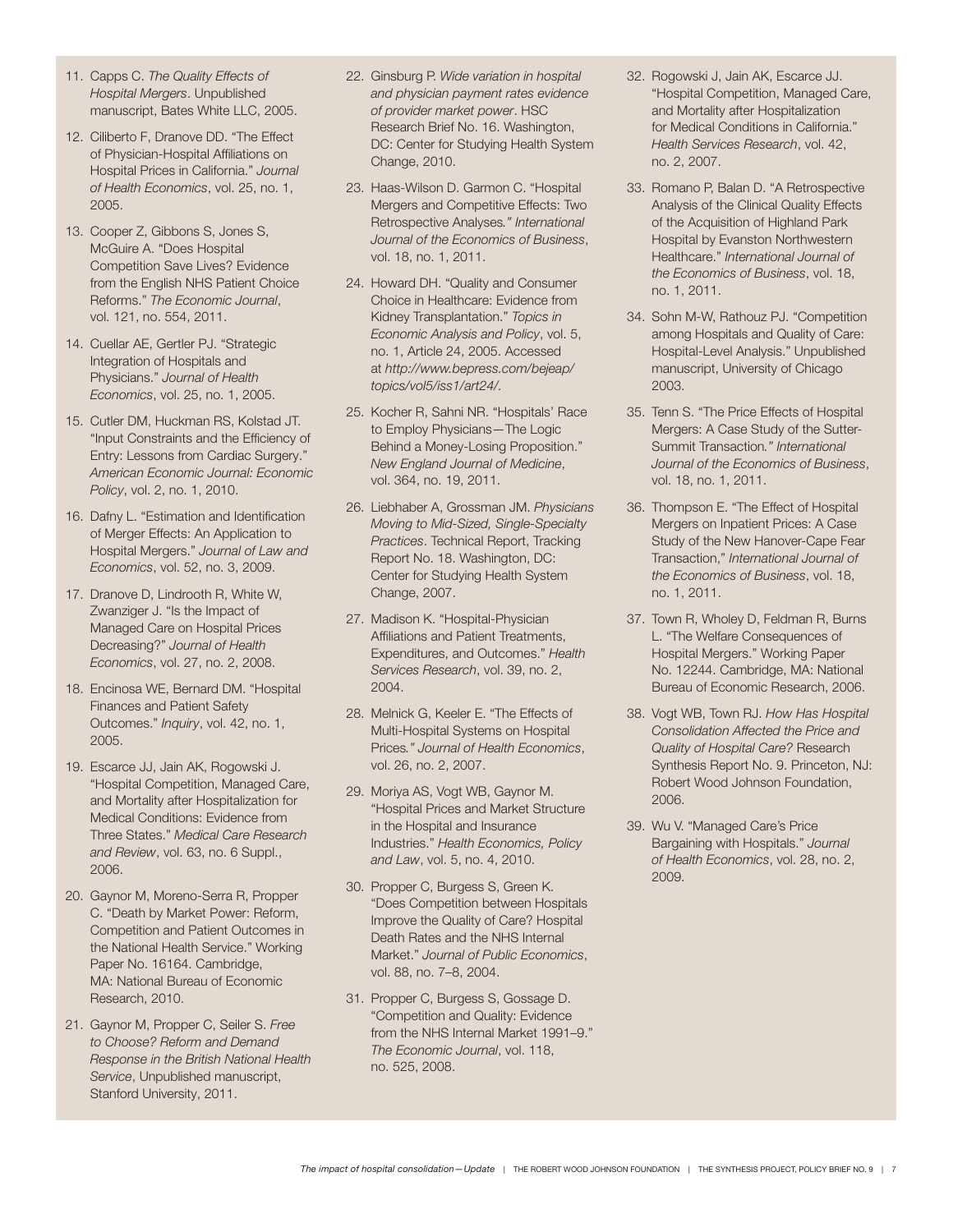11. Capps C. *The Quality Effects of Hospital Mergers*. Unpublished manuscript, Bates White LLC, 2005.

12. Ciliberto F, Dranove DD. "The Effect of Physician-Hospital Affiliations on Hospital Prices in California." *Journal of Health Economics*, vol. 25, no. 1, 2005.

13. Cooper Z, Gibbons S, Jones S, McGuire A. "Does Hospital Competition Save Lives? Evidence from the English NHS Patient Choice Reforms." *The Economic Journal*, vol. 121, no. 554, 2011.

14. Cuellar AE, Gertler PJ. "Strategic Integration of Hospitals and Physicians." *Journal of Health Economics*, vol. 25, no. 1, 2005.

15. Cutler DM, Huckman RS, Kolstad JT. "Input Constraints and the Efficiency of Entry: Lessons from Cardiac Surgery." *American Economic Journal: Economic Policy*, vol. 2, no. 1, 2010.

16. Dafny L. "Estimation and Identification of Merger Effects: An Application to Hospital Mergers." *Journal of Law and Economics*, vol. 52, no. 3, 2009.

17. Dranove D, Lindrooth R, White W, Zwanziger J. "Is the Impact of Managed Care on Hospital Prices Decreasing?" *Journal of Health Economics*, vol. 27, no. 2, 2008.

18. Encinosa WE, Bernard DM. "Hospital Finances and Patient Safety Outcomes." *Inquiry*, vol. 42, no. 1, 2005.

19. Escarce JJ, Jain AK, Rogowski J. "Hospital Competition, Managed Care, and Mortality after Hospitalization for Medical Conditions: Evidence from Three States." *Medical Care Research and Review*, vol. 63, no. 6 Suppl., 2006.

20. Gaynor M, Moreno-Serra R, Propper C. "Death by Market Power: Reform, Competition and Patient Outcomes in the National Health Service." Working Paper No. 16164. Cambridge, MA: National Bureau of Economic Research, 2010.

21. Gaynor M, Propper C, Seiler S. *Free to Choose? Reform and Demand Response in the British National Health Service*, Unpublished manuscript, Stanford University, 2011.

22. Ginsburg P. *Wide variation in hospital and physician payment rates evidence of provider market power*. HSC Research Brief No. 16. Washington, DC: Center for Studying Health System Change, 2010.

23. Haas-Wilson D. Garmon C. "Hospital Mergers and Competitive Effects: Two Retrospective Analyses." *International Journal of the Economics of Business*, vol. 18, no. 1, 2011.

24. Howard DH. "Quality and Consumer Choice in Healthcare: Evidence from Kidney Transplantation." *Topics in Economic Analysis and Policy*, vol. 5, no. 1, Article 24, 2005. Accessed at *http://www.bepress.com/bejeap/topics/vol5/iss1/art24/*.

25. Kocher R, Sahni NR. "Hospitals' Race to Employ Physicians—The Logic Behind a Money-Losing Proposition." *New England Journal of Medicine*, vol. 364, no. 19, 2011.

26. Liebhaber A, Grossman JM. *Physicians Moving to Mid-Sized, Single-Specialty Practices*. Technical Report, Tracking Report No. 18. Washington, DC: Center for Studying Health System Change, 2007.

27. Madison K. "Hospital-Physician Affiliations and Patient Treatments, Expenditures, and Outcomes." *Health Services Research*, vol. 39, no. 2, 2004.

28. Melnick G, Keeler E. "The Effects of Multi-Hospital Systems on Hospital Prices." *Journal of Health Economics*, vol. 26, no. 2, 2007.

29. Moriya AS, Vogt WB, Gaynor M. "Hospital Prices and Market Structure in the Hospital and Insurance Industries." *Health Economics, Policy and Law*, vol. 5, no. 4, 2010.

30. Propper C, Burgess S, Green K. "Does Competition between Hospitals Improve the Quality of Care? Hospital Death Rates and the NHS Internal Market." *Journal of Public Economics*, vol. 88, no. 7–8, 2004.

31. Propper C, Burgess S, Gossage D. "Competition and Quality: Evidence from the NHS Internal Market 1991–9." *The Economic Journal*, vol. 118, no. 525, 2008.

32. Rogowski J, Jain AK, Escarce JJ. "Hospital Competition, Managed Care, and Mortality after Hospitalization for Medical Conditions in California." *Health Services Research*, vol. 42, no. 2, 2007.

33. Romano P, Balan D. "A Retrospective Analysis of the Clinical Quality Effects of the Acquisition of Highland Park Hospital by Evanston Northwestern Healthcare." *International Journal of the Economics of Business*, vol. 18, no. 1, 2011.

34. Sohn M-W, Rathouz PJ. "Competition among Hospitals and Quality of Care: Hospital-Level Analysis." Unpublished manuscript, University of Chicago 2003.

35. Tenn S. "The Price Effects of Hospital Mergers: A Case Study of the Sutter-Summit Transaction." *International Journal of the Economics of Business*, vol. 18, no. 1, 2011.

36. Thompson E. "The Effect of Hospital Mergers on Inpatient Prices: A Case Study of the New Hanover-Cape Fear Transaction," *International Journal of the Economics of Business*, vol. 18, no. 1, 2011.

37. Town R, Wholey D, Feldman R, Burns L. "The Welfare Consequences of Hospital Mergers." Working Paper No. 12244. Cambridge, MA: National Bureau of Economic Research, 2006.

38. Vogt WB, Town RJ. *How Has Hospital Consolidation Affected the Price and Quality of Hospital Care?* Research Synthesis Report No. 9. Princeton, NJ: Robert Wood Johnson Foundation, 2006.

39. Wu V. "Managed Care's Price Bargaining with Hospitals." *Journal of Health Economics*, vol. 28, no. 2, 2009.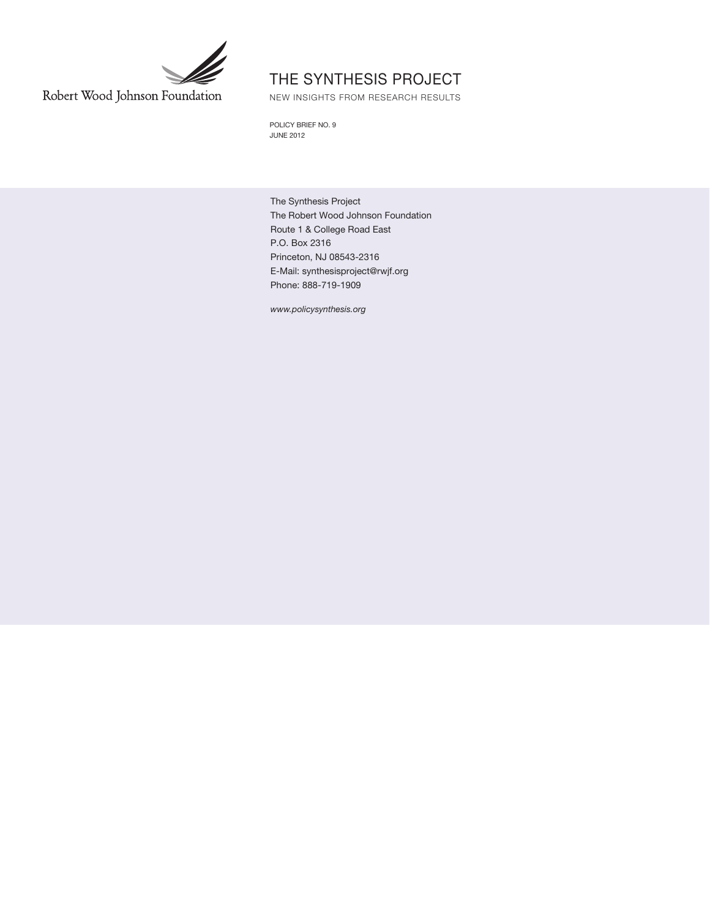Robert Wood Johnson Foundation

# THE SYNTHESIS PROJECT

NEW INSIGHTS FROM RESEARCH RESULTS

POLICY BRIEF NO. 9
JUNE 2012

The Synthesis Project
The Robert Wood Johnson Foundation
Route 1 & College Road East
P.O. Box 2316
Princeton, NJ 08543-2316
E-Mail: synthesisproject@rwjf.org
Phone: 888-719-1909

*www.policysynthesis.org*